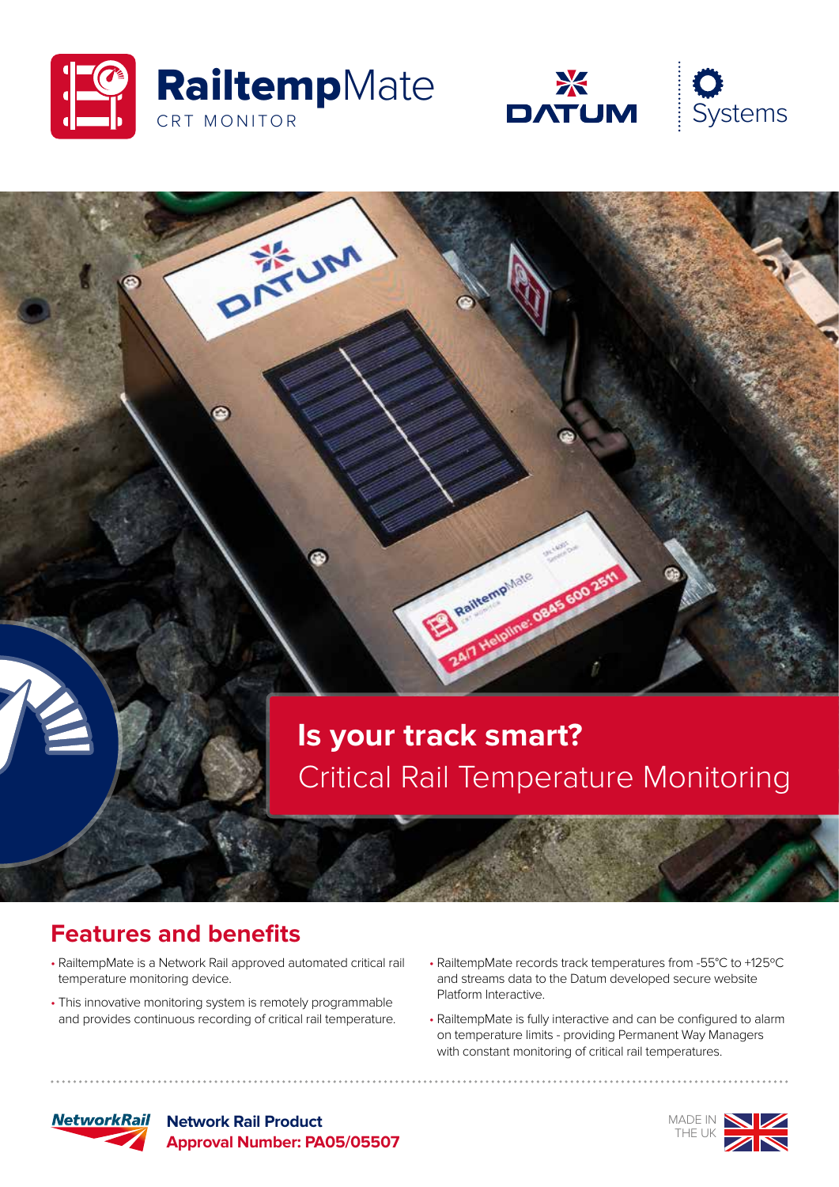# RailtempMate

CRT MONITOR

DATUM | Systems

## Is your track smart?

Critical Rail Temperature Monitoring

## Features and benefits

- RailtempMate is a Network Rail approved automated critical rail temperature monitoring device.
- This innovative monitoring system is remotely programmable and provides continuous recording of critical rail temperature.
- RailtempMate records track temperatures from -55°C to +125°C and streams data to the Datum developed secure website Platform Interactive.
- RailtempMate is fully interactive and can be configured to alarm on temperature limits - providing Permanent Way Managers with constant monitoring of critical rail temperatures.

**Network Rail Product**
**Approval Number: PA05/05507**

MADE IN THE UK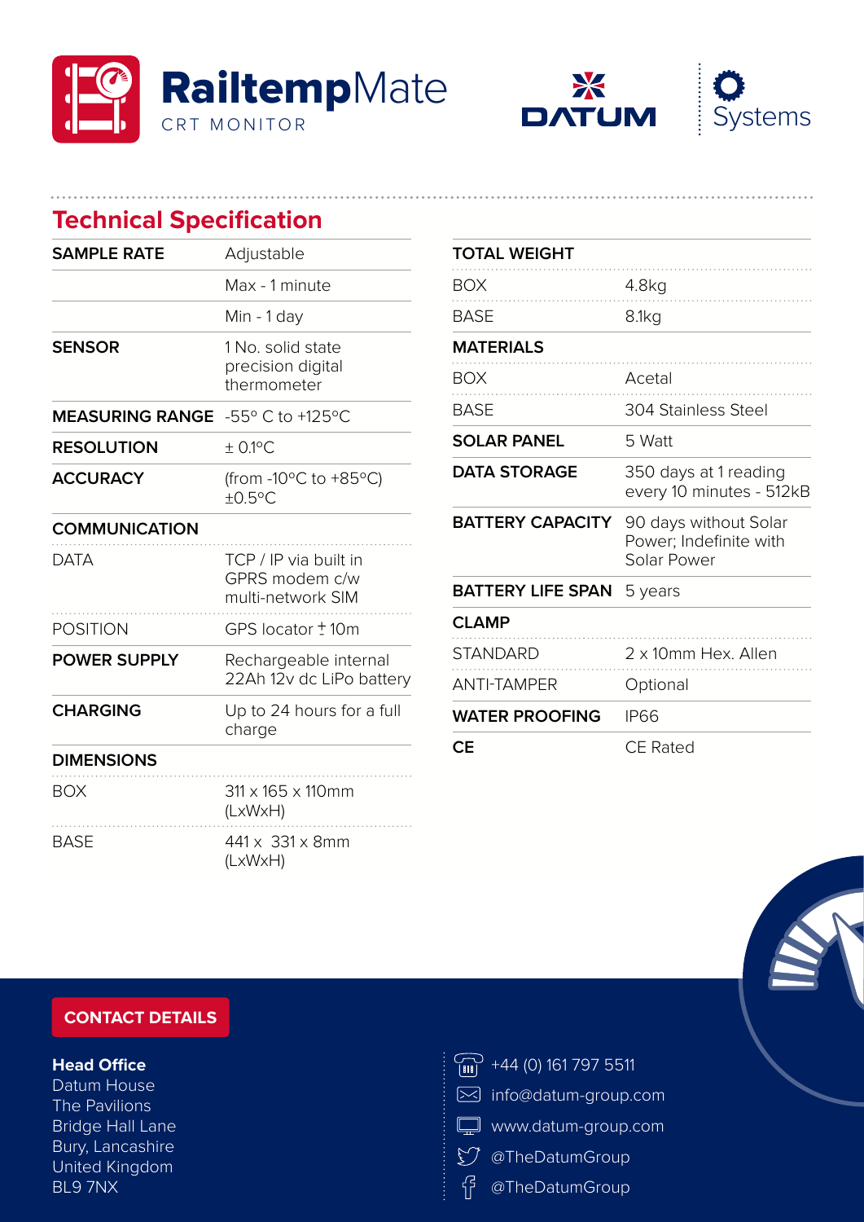**Railtemp**Mate
CRT MONITOR

DATUM | Systems

## Technical Specification

| | |
|---|---|
| **SAMPLE RATE** | Adjustable |
| | Max - 1 minute |
| | Min - 1 day |
| **SENSOR** | 1 No. solid state precision digital thermometer |
| **MEASURING RANGE** | -55° C to +125°C |
| **RESOLUTION** | ± 0.1°C |
| **ACCURACY** | (from -10°C to +85°C) ±0.5°C |
| **COMMUNICATION** | |
| DATA | TCP / IP via built in GPRS modem c/w multi-network SIM |
| POSITION | GPS locator ± 10m |
| **POWER SUPPLY** | Rechargeable internal 22Ah 12v dc LiPo battery |
| **CHARGING** | Up to 24 hours for a full charge |
| **DIMENSIONS** | |
| BOX | 311 x 165 x 110mm (LxWxH) |
| BASE | 441 x 331 x 8mm (LxWxH) |

| | |
|---|---|
| **TOTAL WEIGHT** | |
| BOX | 4.8kg |
| BASE | 8.1kg |
| **MATERIALS** | |
| BOX | Acetal |
| BASE | 304 Stainless Steel |
| **SOLAR PANEL** | 5 Watt |
| **DATA STORAGE** | 350 days at 1 reading every 10 minutes - 512kB |
| **BATTERY CAPACITY** | 90 days without Solar Power; Indefinite with Solar Power |
| **BATTERY LIFE SPAN** | 5 years |
| **CLAMP** | |
| STANDARD | 2 x 10mm Hex. Allen |
| ANTI-TAMPER | Optional |
| **WATER PROOFING** | IP66 |
| **CE** | CE Rated |

## CONTACT DETAILS

**Head Office**
Datum House
The Pavilions
Bridge Hall Lane
Bury, Lancashire
United Kingdom
BL9 7NX

+44 (0) 161 797 5511
info@datum-group.com
www.datum-group.com
@TheDatumGroup
@TheDatumGroup